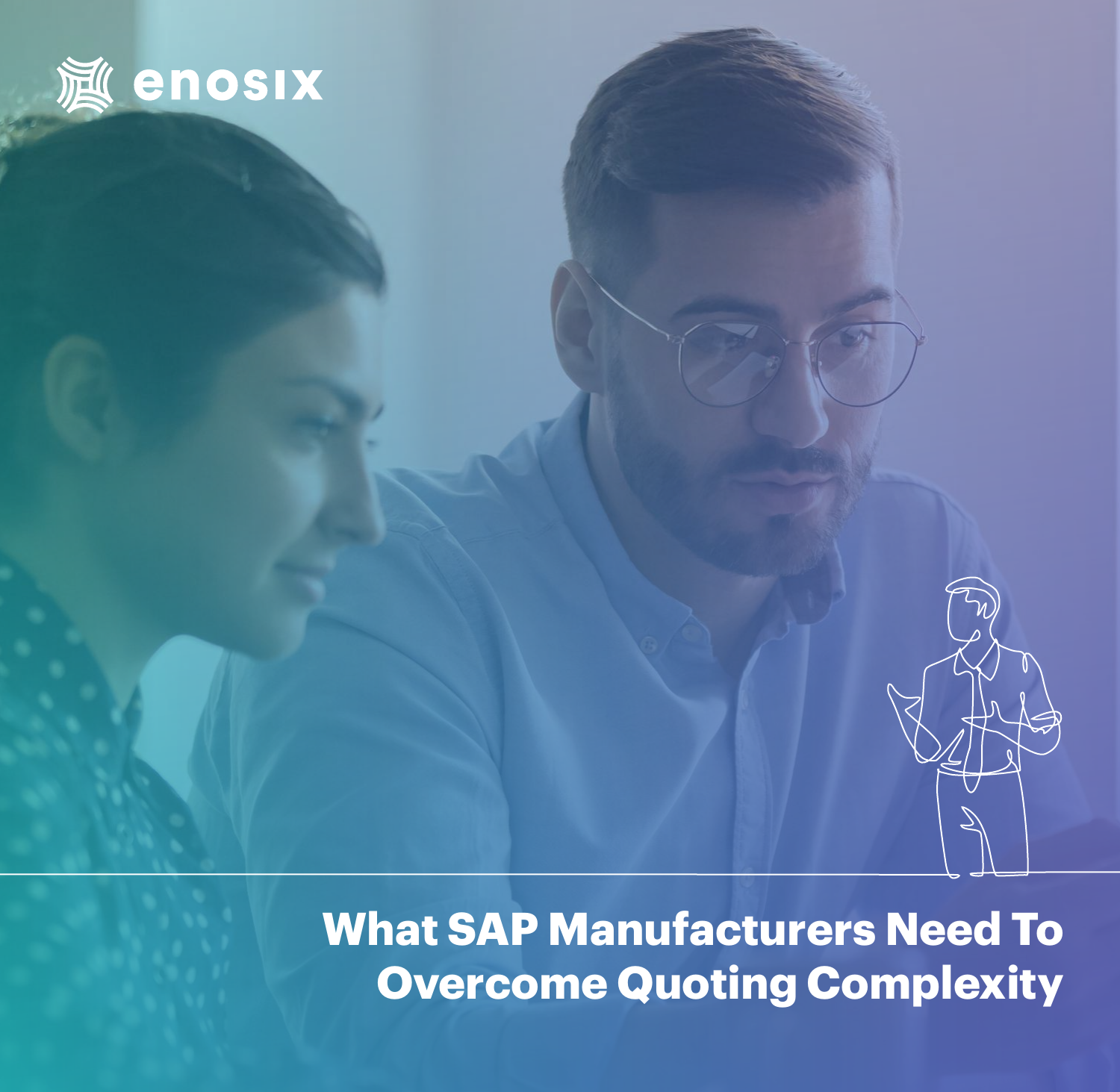enosix

# What SAP Manufacturers Need To Overcome Quoting Complexity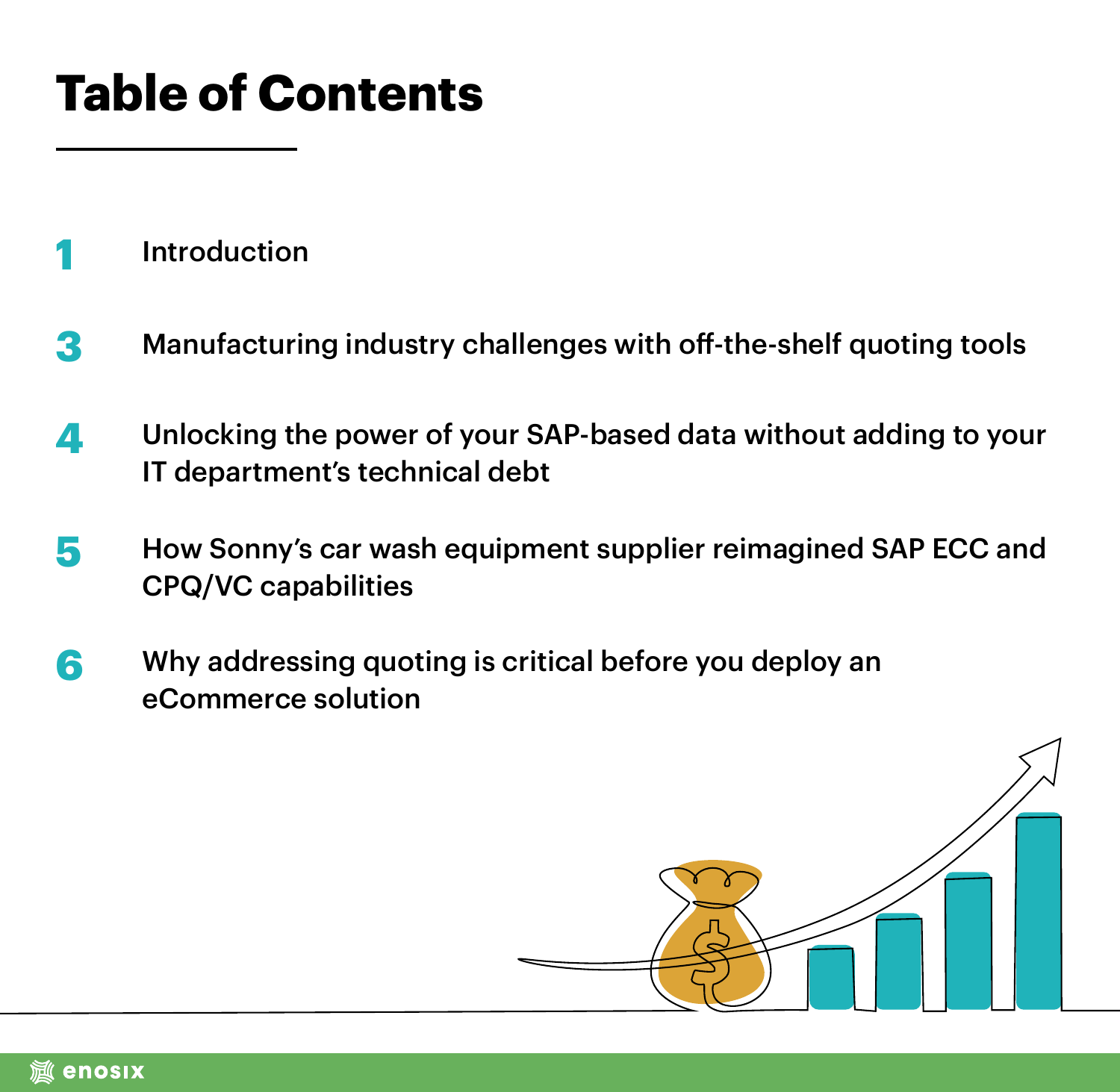# Table of Contents

| | |
|---|---|
| 1 | Introduction |
| 3 | Manufacturing industry challenges with off-the-shelf quoting tools |
| 4 | Unlocking the power of your SAP-based data without adding to your IT department's technical debt |
| 5 | How Sonny's car wash equipment supplier reimagined SAP ECC and CPQ/VC capabilities |
| 6 | Why addressing quoting is critical before you deploy an eCommerce solution |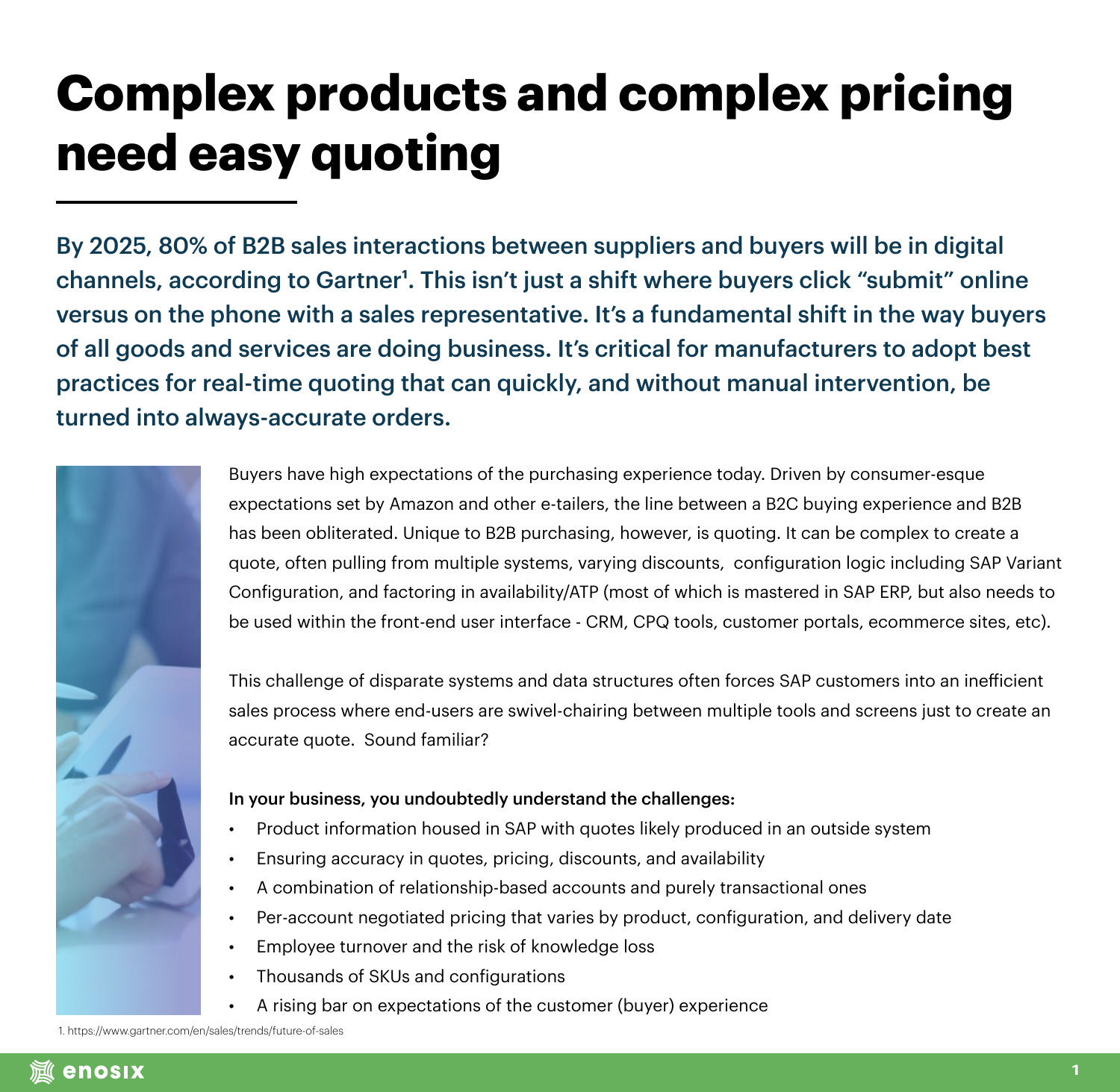# Complex products and complex pricing need easy quoting

**By 2025, 80% of B2B sales interactions between suppliers and buyers will be in digital channels, according to Gartner[1]. This isn't just a shift where buyers click "submit" online versus on the phone with a sales representative. It's a fundamental shift in the way buyers of all goods and services are doing business. It's critical for manufacturers to adopt best practices for real-time quoting that can quickly, and without manual intervention, be turned into always-accurate orders.**

Buyers have high expectations of the purchasing experience today. Driven by consumer-esque expectations set by Amazon and other e-tailers, the line between a B2C buying experience and B2B has been obliterated. Unique to B2B purchasing, however, is quoting. It can be complex to create a quote, often pulling from multiple systems, varying discounts, configuration logic including SAP Variant Configuration, and factoring in availability/ATP (most of which is mastered in SAP ERP, but also needs to be used within the front-end user interface - CRM, CPQ tools, customer portals, ecommerce sites, etc).

This challenge of disparate systems and data structures often forces SAP customers into an inefficient sales process where end-users are swivel-chairing between multiple tools and screens just to create an accurate quote. Sound familiar?

**In your business, you undoubtedly understand the challenges:**

- Product information housed in SAP with quotes likely produced in an outside system
- Ensuring accuracy in quotes, pricing, discounts, and availability
- A combination of relationship-based accounts and purely transactional ones
- Per-account negotiated pricing that varies by product, configuration, and delivery date
- Employee turnover and the risk of knowledge loss
- Thousands of SKUs and configurations
- A rising bar on expectations of the customer (buyer) experience

1. https://www.gartner.com/en/sales/trends/future-of-sales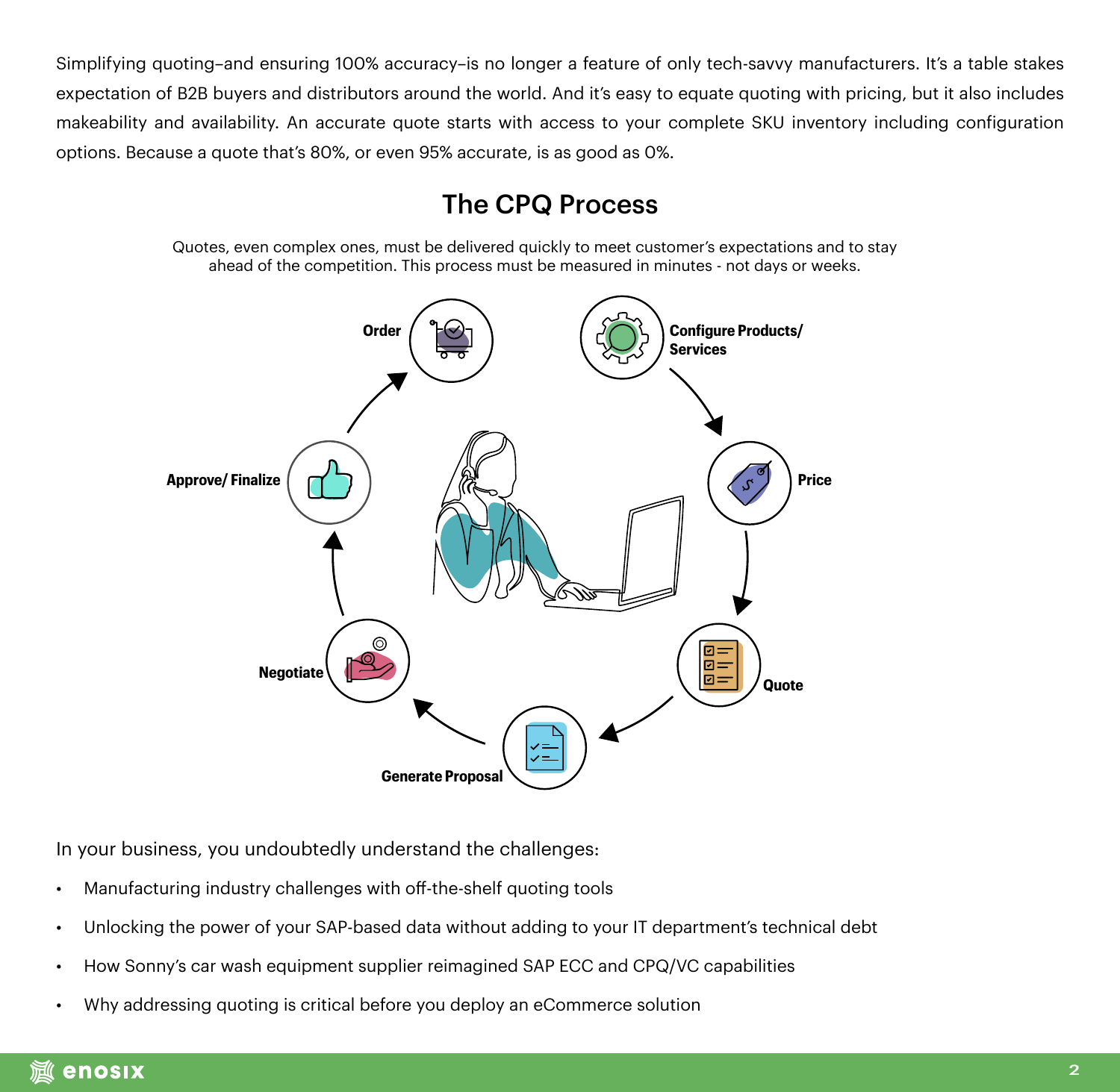Simplifying quoting–and ensuring 100% accuracy–is no longer a feature of only tech-savvy manufacturers. It's a table stakes expectation of B2B buyers and distributors around the world. And it's easy to equate quoting with pricing, but it also includes makeability and availability. An accurate quote starts with access to your complete SKU inventory including configuration options. Because a quote that's 80%, or even 95% accurate, is as good as 0%.

## The CPQ Process

Quotes, even complex ones, must be delivered quickly to meet customer's expectations and to stay ahead of the competition. This process must be measured in minutes - not days or weeks.

**Configure Products/ Services** → **Price** → **Quote** → **Generate Proposal** → **Negotiate** → **Approve/ Finalize** → **Order**

In your business, you undoubtedly understand the challenges:

- Manufacturing industry challenges with off-the-shelf quoting tools
- Unlocking the power of your SAP-based data without adding to your IT department's technical debt
- How Sonny's car wash equipment supplier reimagined SAP ECC and CPQ/VC capabilities
- Why addressing quoting is critical before you deploy an eCommerce solution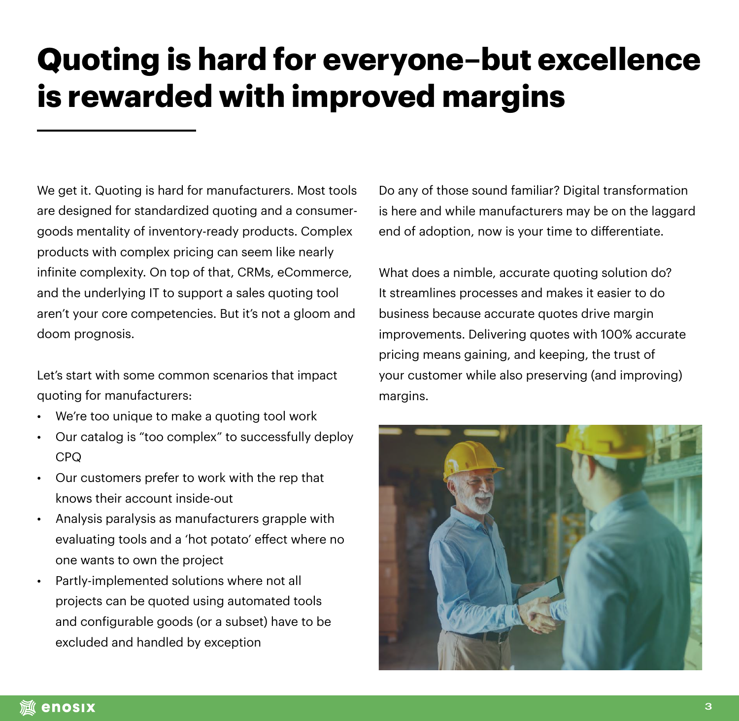# Quoting is hard for everyone–but excellence is rewarded with improved margins

We get it. Quoting is hard for manufacturers. Most tools are designed for standardized quoting and a consumer-goods mentality of inventory-ready products. Complex products with complex pricing can seem like nearly infinite complexity. On top of that, CRMs, eCommerce, and the underlying IT to support a sales quoting tool aren't your core competencies. But it's not a gloom and doom prognosis.

Let's start with some common scenarios that impact quoting for manufacturers:

- We're too unique to make a quoting tool work
- Our catalog is "too complex" to successfully deploy CPQ
- Our customers prefer to work with the rep that knows their account inside-out
- Analysis paralysis as manufacturers grapple with evaluating tools and a 'hot potato' effect where no one wants to own the project
- Partly-implemented solutions where not all projects can be quoted using automated tools and configurable goods (or a subset) have to be excluded and handled by exception

Do any of those sound familiar? Digital transformation is here and while manufacturers may be on the laggard end of adoption, now is your time to differentiate.

What does a nimble, accurate quoting solution do? It streamlines processes and makes it easier to do business because accurate quotes drive margin improvements. Delivering quotes with 100% accurate pricing means gaining, and keeping, the trust of your customer while also preserving (and improving) margins.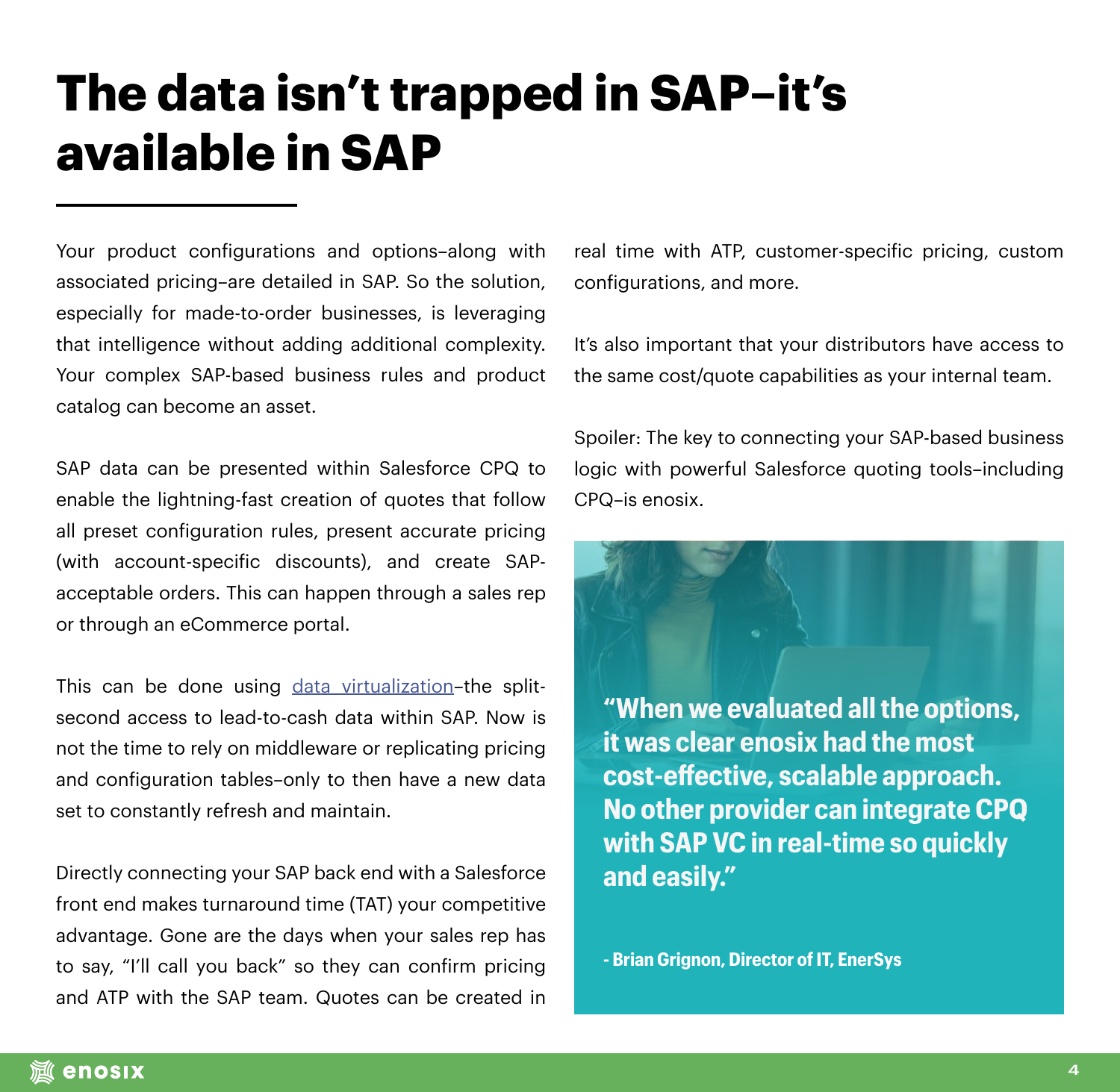# The data isn't trapped in SAP–it's available in SAP

Your product configurations and options–along with associated pricing–are detailed in SAP. So the solution, especially for made-to-order businesses, is leveraging that intelligence without adding additional complexity. Your complex SAP-based business rules and product catalog can become an asset.

SAP data can be presented within Salesforce CPQ to enable the lightning-fast creation of quotes that follow all preset configuration rules, present accurate pricing (with account-specific discounts), and create SAP-acceptable orders. This can happen through a sales rep or through an eCommerce portal.

This can be done using data virtualization–the split-second access to lead-to-cash data within SAP. Now is not the time to rely on middleware or replicating pricing and configuration tables–only to then have a new data set to constantly refresh and maintain.

Directly connecting your SAP back end with a Salesforce front end makes turnaround time (TAT) your competitive advantage. Gone are the days when your sales rep has to say, "I'll call you back" so they can confirm pricing and ATP with the SAP team. Quotes can be created in real time with ATP, customer-specific pricing, custom configurations, and more.

It's also important that your distributors have access to the same cost/quote capabilities as your internal team.

Spoiler: The key to connecting your SAP-based business logic with powerful Salesforce quoting tools–including CPQ–is enosix.

**"When we evaluated all the options, it was clear enosix had the most cost-effective, scalable approach. No other provider can integrate CPQ with SAP VC in real-time so quickly and easily."**

**- Brian Grignon, Director of IT, EnerSys**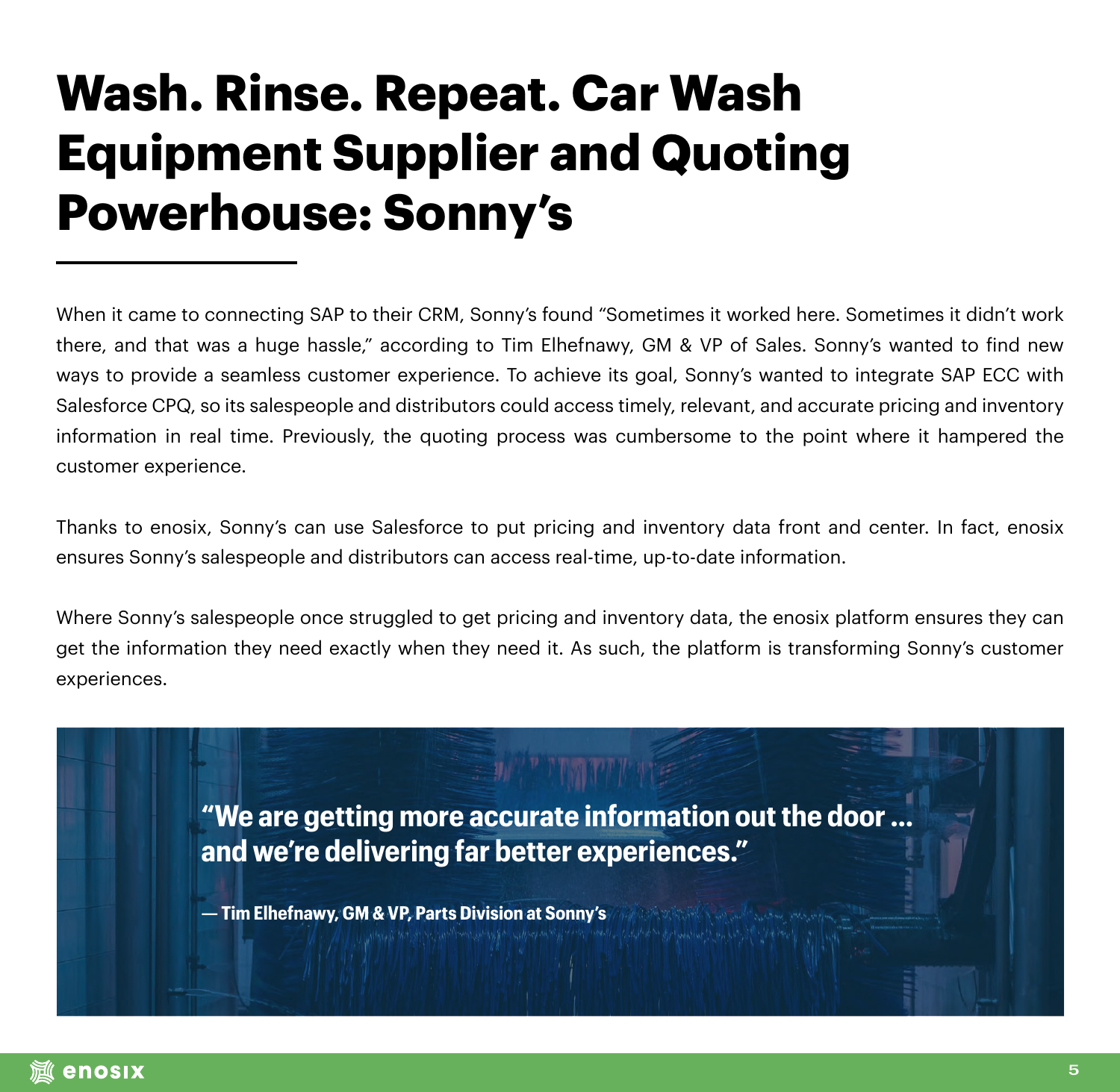# Wash. Rinse. Repeat. Car Wash Equipment Supplier and Quoting Powerhouse: Sonny's

When it came to connecting SAP to their CRM, Sonny's found "Sometimes it worked here. Sometimes it didn't work there, and that was a huge hassle," according to Tim Elhefnawy, GM & VP of Sales. Sonny's wanted to find new ways to provide a seamless customer experience. To achieve its goal, Sonny's wanted to integrate SAP ECC with Salesforce CPQ, so its salespeople and distributors could access timely, relevant, and accurate pricing and inventory information in real time. Previously, the quoting process was cumbersome to the point where it hampered the customer experience.

Thanks to enosix, Sonny's can use Salesforce to put pricing and inventory data front and center. In fact, enosix ensures Sonny's salespeople and distributors can access real-time, up-to-date information.

Where Sonny's salespeople once struggled to get pricing and inventory data, the enosix platform ensures they can get the information they need exactly when they need it. As such, the platform is transforming Sonny's customer experiences.

> **"We are getting more accurate information out the door ... and we're delivering far better experiences."**
>
> **— Tim Elhefnawy, GM & VP, Parts Division at Sonny's**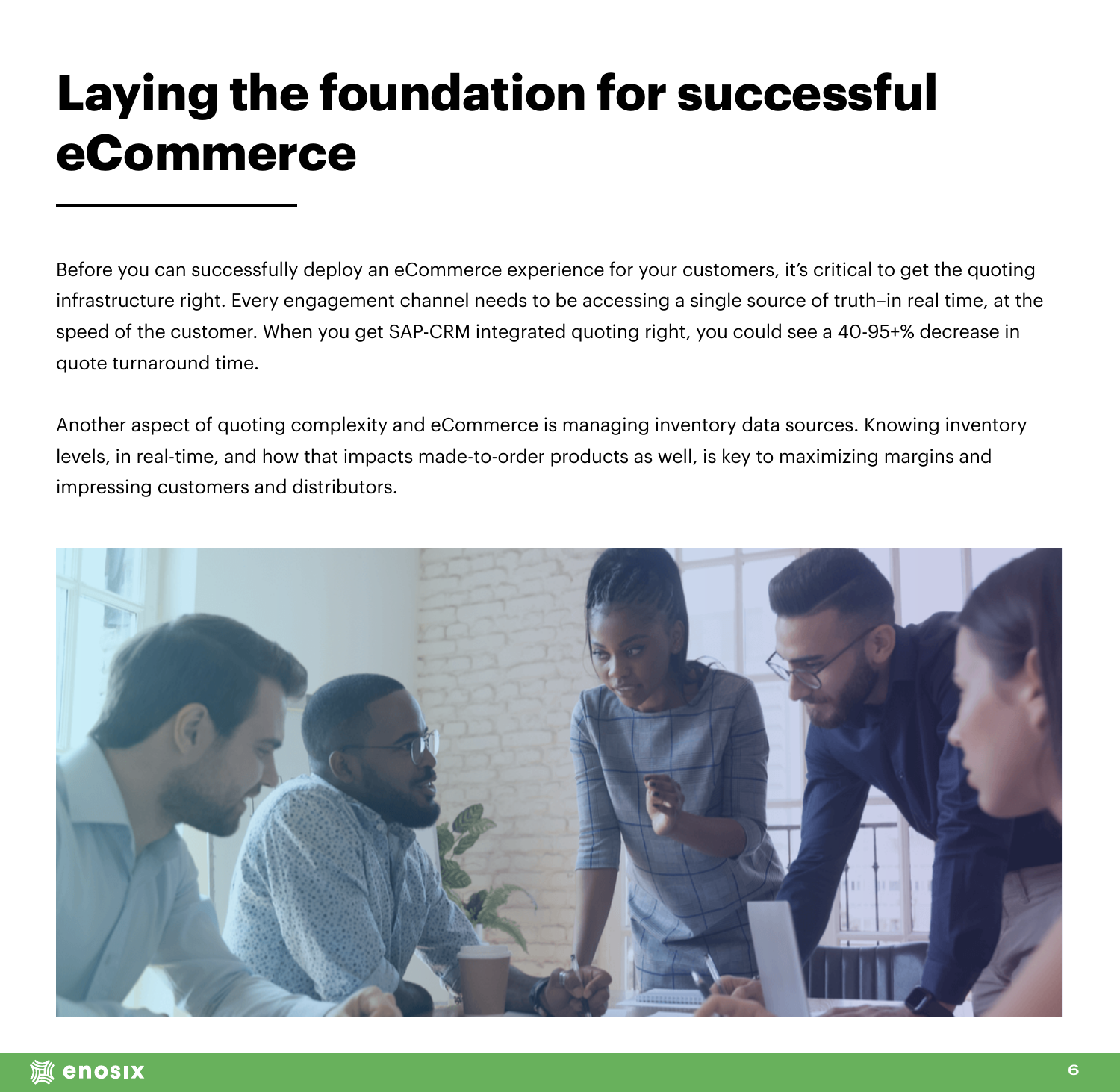# Laying the foundation for successful eCommerce

Before you can successfully deploy an eCommerce experience for your customers, it's critical to get the quoting infrastructure right. Every engagement channel needs to be accessing a single source of truth–in real time, at the speed of the customer. When you get SAP-CRM integrated quoting right, you could see a 40-95+% decrease in quote turnaround time.

Another aspect of quoting complexity and eCommerce is managing inventory data sources. Knowing inventory levels, in real-time, and how that impacts made-to-order products as well, is key to maximizing margins and impressing customers and distributors.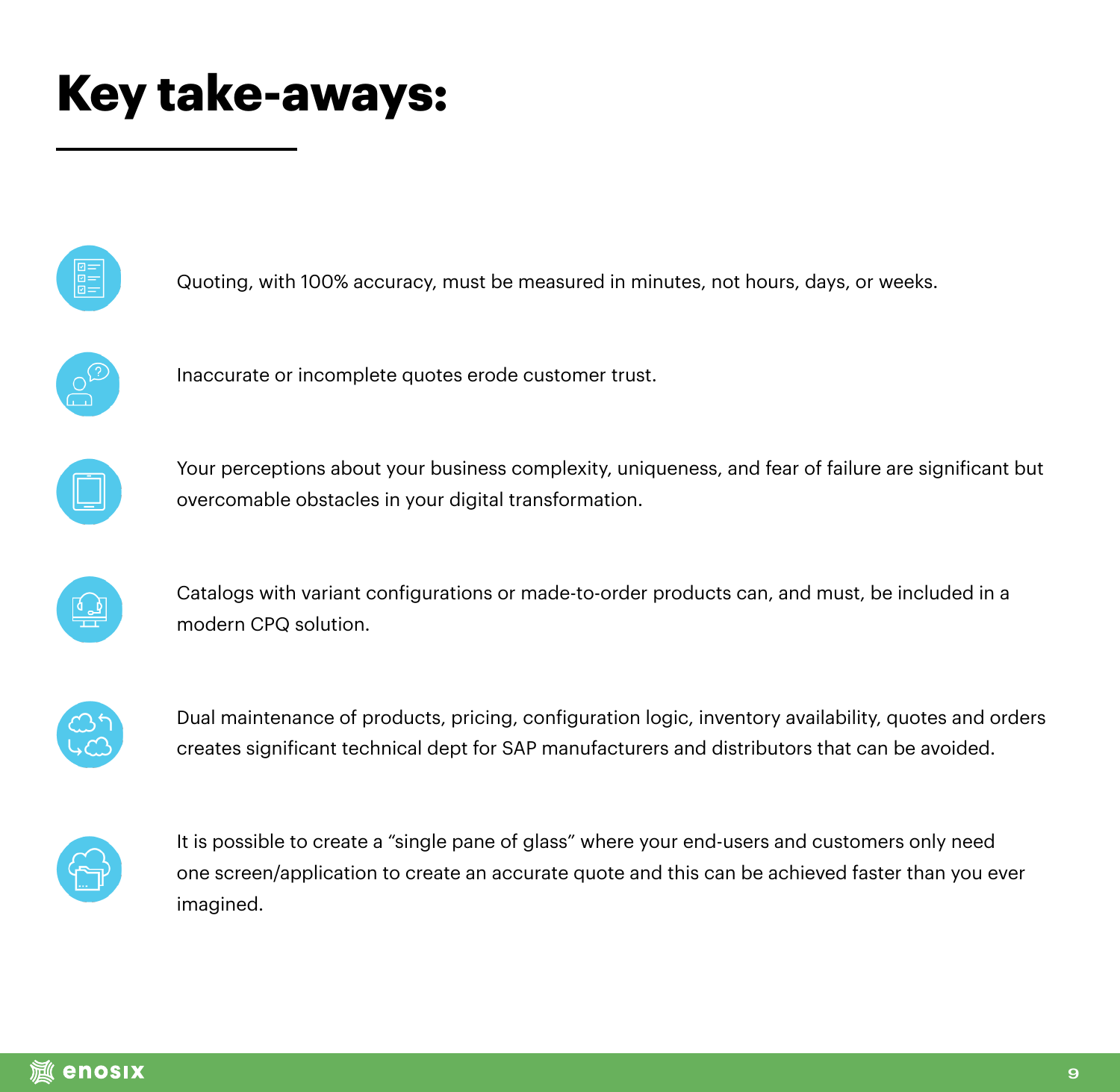# Key take-aways:

- Quoting, with 100% accuracy, must be measured in minutes, not hours, days, or weeks.
- Inaccurate or incomplete quotes erode customer trust.
- Your perceptions about your business complexity, uniqueness, and fear of failure are significant but overcomable obstacles in your digital transformation.
- Catalogs with variant configurations or made-to-order products can, and must, be included in a modern CPQ solution.
- Dual maintenance of products, pricing, configuration logic, inventory availability, quotes and orders creates significant technical dept for SAP manufacturers and distributors that can be avoided.
- It is possible to create a "single pane of glass" where your end-users and customers only need one screen/application to create an accurate quote and this can be achieved faster than you ever imagined.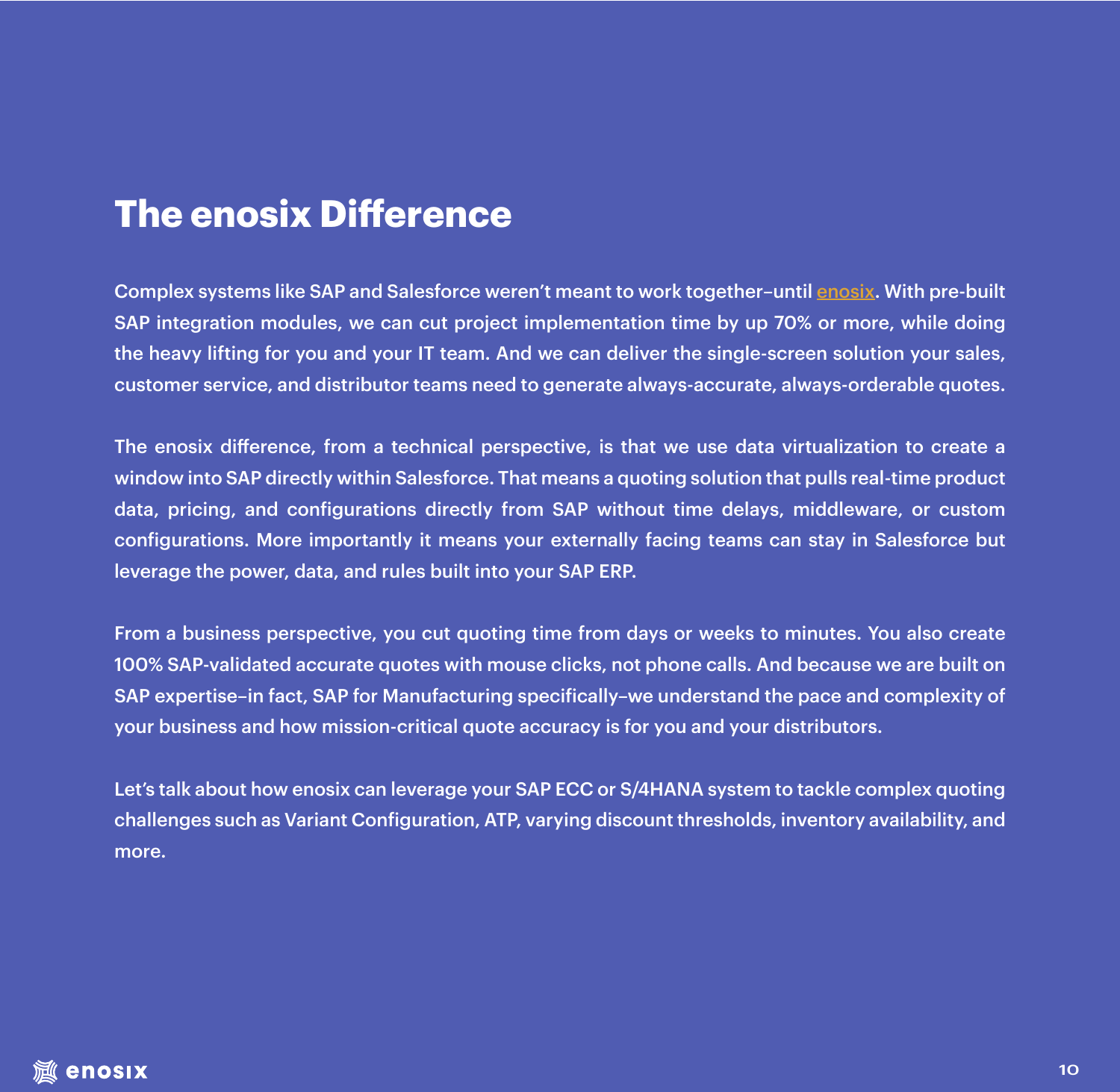# The enosix Difference

Complex systems like SAP and Salesforce weren't meant to work together–until enosix. With pre-built SAP integration modules, we can cut project implementation time by up 70% or more, while doing the heavy lifting for you and your IT team. And we can deliver the single-screen solution your sales, customer service, and distributor teams need to generate always-accurate, always-orderable quotes.

The enosix difference, from a technical perspective, is that we use data virtualization to create a window into SAP directly within Salesforce. That means a quoting solution that pulls real-time product data, pricing, and configurations directly from SAP without time delays, middleware, or custom configurations. More importantly it means your externally facing teams can stay in Salesforce but leverage the power, data, and rules built into your SAP ERP.

From a business perspective, you cut quoting time from days or weeks to minutes. You also create 100% SAP-validated accurate quotes with mouse clicks, not phone calls. And because we are built on SAP expertise–in fact, SAP for Manufacturing specifically–we understand the pace and complexity of your business and how mission-critical quote accuracy is for you and your distributors.

Let's talk about how enosix can leverage your SAP ECC or S/4HANA system to tackle complex quoting challenges such as Variant Configuration, ATP, varying discount thresholds, inventory availability, and more.